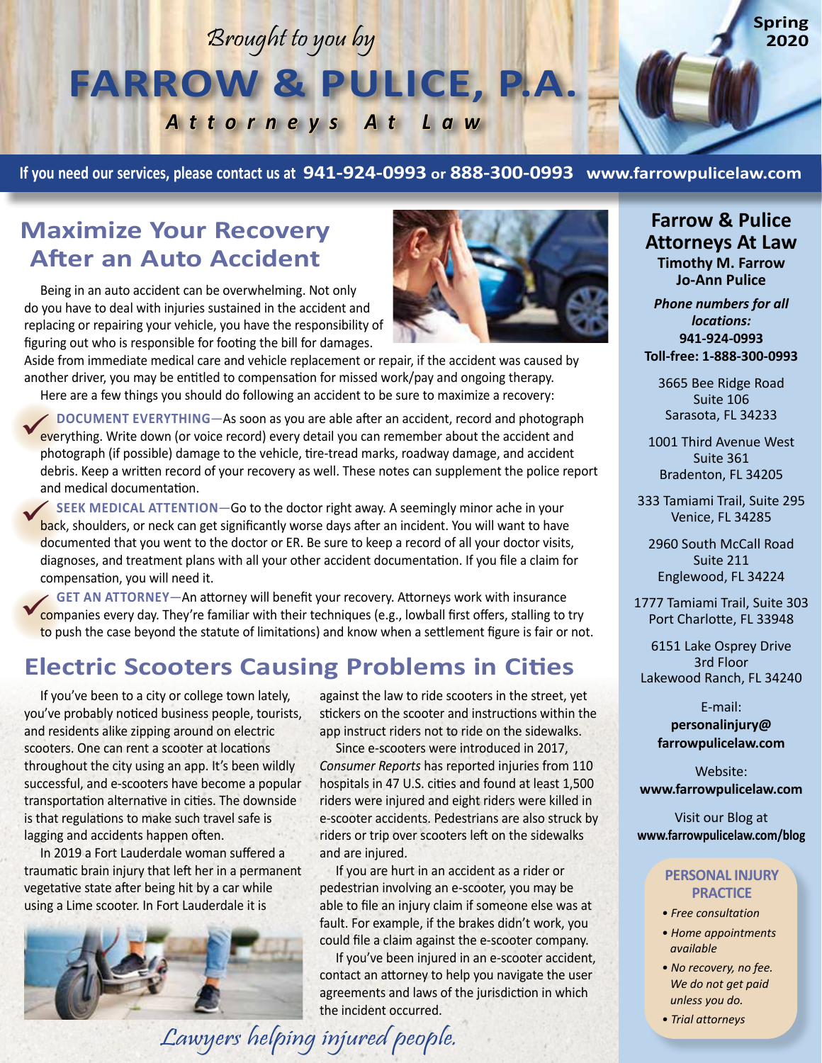*Brought to you by*

# FARROW & PULICE, P.A.

***Attorneys At Law***

**Spring 2020**

**If you need our services, please contact us at 941-924-0993 or 888-300-0993 www.farrowpulicelaw.com**

## Maximize Your Recovery After an Auto Accident

Being in an auto accident can be overwhelming. Not only do you have to deal with injuries sustained in the accident and replacing or repairing your vehicle, you have the responsibility of figuring out who is responsible for footing the bill for damages. Aside from immediate medical care and vehicle replacement or repair, if the accident was caused by another driver, you may be entitled to compensation for missed work/pay and ongoing therapy.

Here are a few things you should do following an accident to be sure to maximize a recovery:

- **DOCUMENT EVERYTHING**—As soon as you are able after an accident, record and photograph everything. Write down (or voice record) every detail you can remember about the accident and photograph (if possible) damage to the vehicle, tire-tread marks, roadway damage, and accident debris. Keep a written record of your recovery as well. These notes can supplement the police report and medical documentation.
- **SEEK MEDICAL ATTENTION**—Go to the doctor right away. A seemingly minor ache in your back, shoulders, or neck can get significantly worse days after an incident. You will want to have documented that you went to the doctor or ER. Be sure to keep a record of all your doctor visits, diagnoses, and treatment plans with all your other accident documentation. If you file a claim for compensation, you will need it.
- **GET AN ATTORNEY**—An attorney will benefit your recovery. Attorneys work with insurance companies every day. They're familiar with their techniques (e.g., lowball first offers, stalling to try to push the case beyond the statute of limitations) and know when a settlement figure is fair or not.

## Electric Scooters Causing Problems in Cities

If you've been to a city or college town lately, you've probably noticed business people, tourists, and residents alike zipping around on electric scooters. One can rent a scooter at locations throughout the city using an app. It's been wildly successful, and e-scooters have become a popular transportation alternative in cities. The downside is that regulations to make such travel safe is lagging and accidents happen often.

In 2019 a Fort Lauderdale woman suffered a traumatic brain injury that left her in a permanent vegetative state after being hit by a car while using a Lime scooter. In Fort Lauderdale it is against the law to ride scooters in the street, yet stickers on the scooter and instructions within the app instruct riders not to ride on the sidewalks.

Since e-scooters were introduced in 2017, *Consumer Reports* has reported injuries from 110 hospitals in 47 U.S. cities and found at least 1,500 riders were injured and eight riders were killed in e-scooter accidents. Pedestrians are also struck by riders or trip over scooters left on the sidewalks and are injured.

If you are hurt in an accident as a rider or pedestrian involving an e-scooter, you may be able to file an injury claim if someone else was at fault. For example, if the brakes didn't work, you could file a claim against the e-scooter company.

If you've been injured in an e-scooter accident, contact an attorney to help you navigate the user agreements and laws of the jurisdiction in which the incident occurred.

*Lawyers helping injured people.*

---

**Farrow & Pulice Attorneys At Law**
**Timothy M. Farrow**
**Jo-Ann Pulice**

***Phone numbers for all locations:***
**941-924-0993**
**Toll-free: 1-888-300-0993**

3665 Bee Ridge Road
Suite 106
Sarasota, FL 34233

1001 Third Avenue West
Suite 361
Bradenton, FL 34205

333 Tamiami Trail, Suite 295
Venice, FL 34285

2960 South McCall Road
Suite 211
Englewood, FL 34224

1777 Tamiami Trail, Suite 303
Port Charlotte, FL 33948

6151 Lake Osprey Drive
3rd Floor
Lakewood Ranch, FL 34240

E-mail:
**personalinjury@farrowpulicelaw.com**

Website:
**www.farrowpulicelaw.com**

Visit our Blog at
**www.farrowpulicelaw.com/blog**

**PERSONAL INJURY PRACTICE**

- *Free consultation*
- *Home appointments available*
- *No recovery, no fee. We do not get paid unless you do.*
- *Trial attorneys*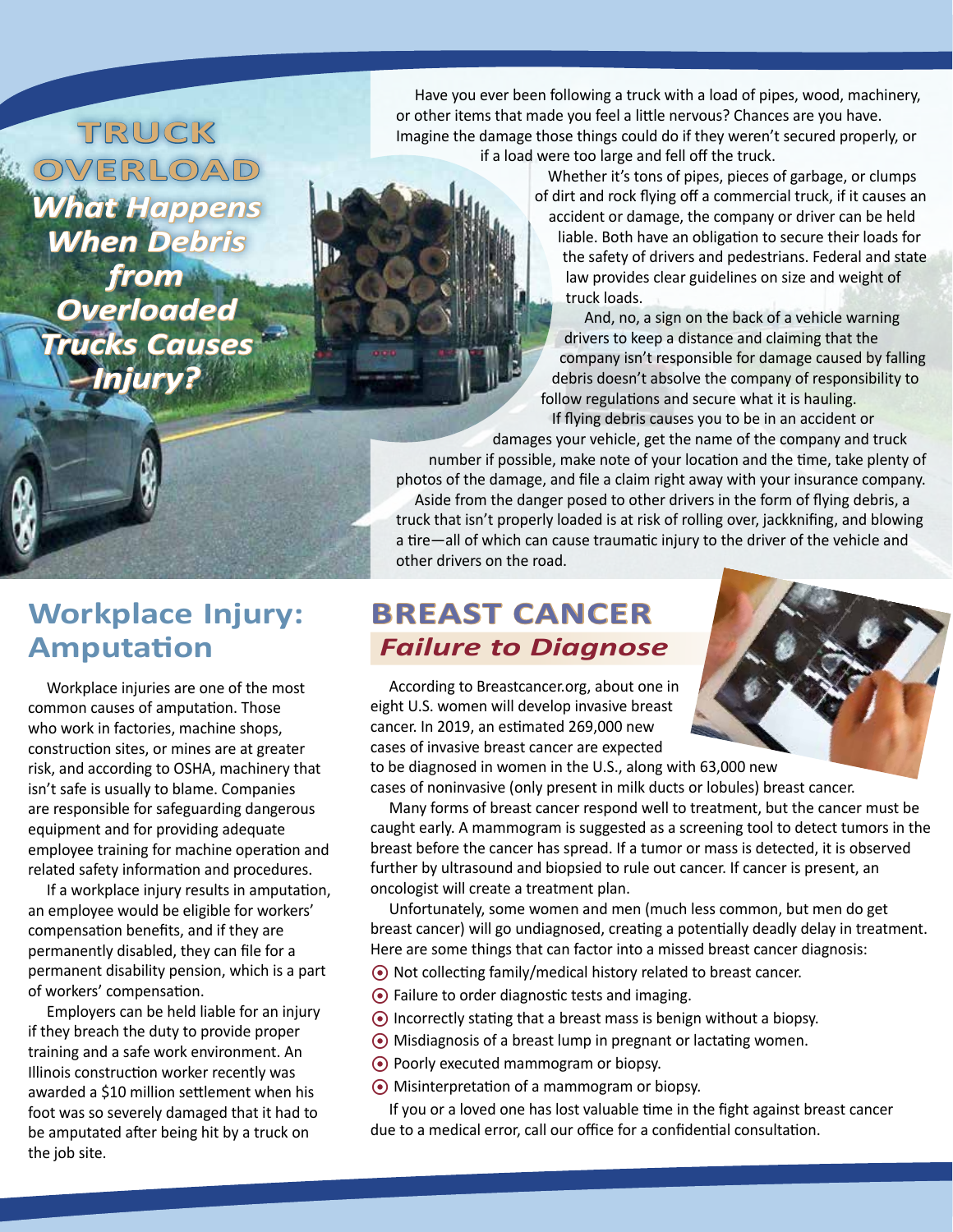# TRUCK OVERLOAD

## *What Happens When Debris from Overloaded Trucks Causes Injury?*

Have you ever been following a truck with a load of pipes, wood, machinery, or other items that made you feel a little nervous? Chances are you have. Imagine the damage those things could do if they weren't secured properly, or if a load were too large and fell off the truck.

Whether it's tons of pipes, pieces of garbage, or clumps of dirt and rock flying off a commercial truck, if it causes an accident or damage, the company or driver can be held liable. Both have an obligation to secure their loads for the safety of drivers and pedestrians. Federal and state law provides clear guidelines on size and weight of truck loads.

And, no, a sign on the back of a vehicle warning drivers to keep a distance and claiming that the company isn't responsible for damage caused by falling debris doesn't absolve the company of responsibility to follow regulations and secure what it is hauling.

If flying debris causes you to be in an accident or damages your vehicle, get the name of the company and truck number if possible, make note of your location and the time, take plenty of photos of the damage, and file a claim right away with your insurance company.

Aside from the danger posed to other drivers in the form of flying debris, a truck that isn't properly loaded is at risk of rolling over, jackknifing, and blowing a tire—all of which can cause traumatic injury to the driver of the vehicle and other drivers on the road.

## Workplace Injury: Amputation

Workplace injuries are one of the most common causes of amputation. Those who work in factories, machine shops, construction sites, or mines are at greater risk, and according to OSHA, machinery that isn't safe is usually to blame. Companies are responsible for safeguarding dangerous equipment and for providing adequate employee training for machine operation and related safety information and procedures.

If a workplace injury results in amputation, an employee would be eligible for workers' compensation benefits, and if they are permanently disabled, they can file for a permanent disability pension, which is a part of workers' compensation.

Employers can be held liable for an injury if they breach the duty to provide proper training and a safe work environment. An Illinois construction worker recently was awarded a $10 million settlement when his foot was so severely damaged that it had to be amputated after being hit by a truck on the job site.

## BREAST CANCER

### *Failure to Diagnose*

According to Breastcancer.org, about one in eight U.S. women will develop invasive breast cancer. In 2019, an estimated 269,000 new cases of invasive breast cancer are expected to be diagnosed in women in the U.S., along with 63,000 new cases of noninvasive (only present in milk ducts or lobules) breast cancer.

Many forms of breast cancer respond well to treatment, but the cancer must be caught early. A mammogram is suggested as a screening tool to detect tumors in the breast before the cancer has spread. If a tumor or mass is detected, it is observed further by ultrasound and biopsied to rule out cancer. If cancer is present, an oncologist will create a treatment plan.

Unfortunately, some women and men (much less common, but men do get breast cancer) will go undiagnosed, creating a potentially deadly delay in treatment. Here are some things that can factor into a missed breast cancer diagnosis:

- Not collecting family/medical history related to breast cancer.
- Failure to order diagnostic tests and imaging.
- Incorrectly stating that a breast mass is benign without a biopsy.
- Misdiagnosis of a breast lump in pregnant or lactating women.
- Poorly executed mammogram or biopsy.
- Misinterpretation of a mammogram or biopsy.

If you or a loved one has lost valuable time in the fight against breast cancer due to a medical error, call our office for a confidential consultation.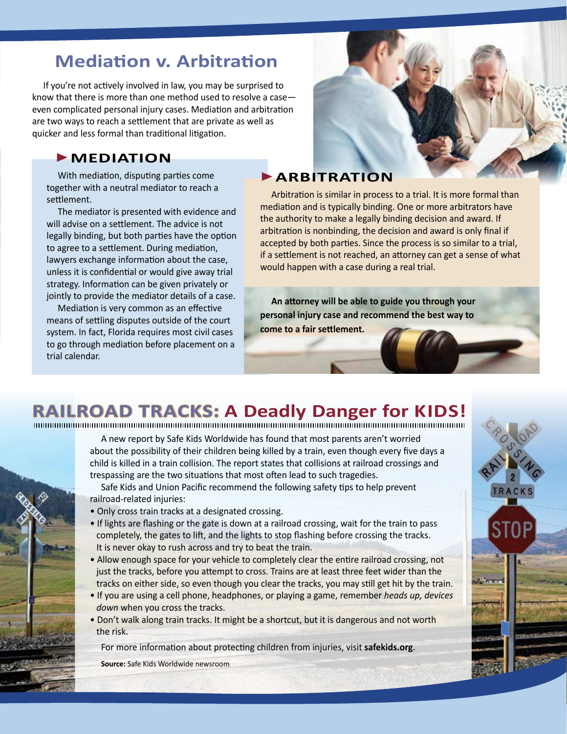# Mediation v. Arbitration

If you're not actively involved in law, you may be surprised to know that there is more than one method used to resolve a case—even complicated personal injury cases. Mediation and arbitration are two ways to reach a settlement that are private as well as quicker and less formal than traditional litigation.

## ► MEDIATION

With mediation, disputing parties come together with a neutral mediator to reach a settlement.

The mediator is presented with evidence and will advise on a settlement. The advice is not legally binding, but both parties have the option to agree to a settlement. During mediation, lawyers exchange information about the case, unless it is confidential or would give away trial strategy. Information can be given privately or jointly to provide the mediator details of a case.

Mediation is very common as an effective means of settling disputes outside of the court system. In fact, Florida requires most civil cases to go through mediation before placement on a trial calendar.

## ► ARBITRATION

Arbitration is similar in process to a trial. It is more formal than mediation and is typically binding. One or more arbitrators have the authority to make a legally binding decision and award. If arbitration is nonbinding, the decision and award is only final if accepted by both parties. Since the process is so similar to a trial, if a settlement is not reached, an attorney can get a sense of what would happen with a case during a real trial.

**An attorney will be able to guide you through your personal injury case and recommend the best way to come to a fair settlement.**

# RAILROAD TRACKS: A Deadly Danger for KIDS!

A new report by Safe Kids Worldwide has found that most parents aren't worried about the possibility of their children being killed by a train, even though every five days a child is killed in a train collision. The report states that collisions at railroad crossings and trespassing are the two situations that most often lead to such tragedies.

Safe Kids and Union Pacific recommend the following safety tips to help prevent railroad-related injuries:

- Only cross train tracks at a designated crossing.
- If lights are flashing or the gate is down at a railroad crossing, wait for the train to pass completely, the gates to lift, and the lights to stop flashing before crossing the tracks. It is never okay to rush across and try to beat the train.
- Allow enough space for your vehicle to completely clear the entire railroad crossing, not just the tracks, before you attempt to cross. Trains are at least three feet wider than the tracks on either side, so even though you clear the tracks, you may still get hit by the train.
- If you are using a cell phone, headphones, or playing a game, remember *heads up, devices down* when you cross the tracks.
- Don't walk along train tracks. It might be a shortcut, but it is dangerous and not worth the risk.

For more information about protecting children from injuries, visit **safekids.org**.

**Source:** Safe Kids Worldwide newsroom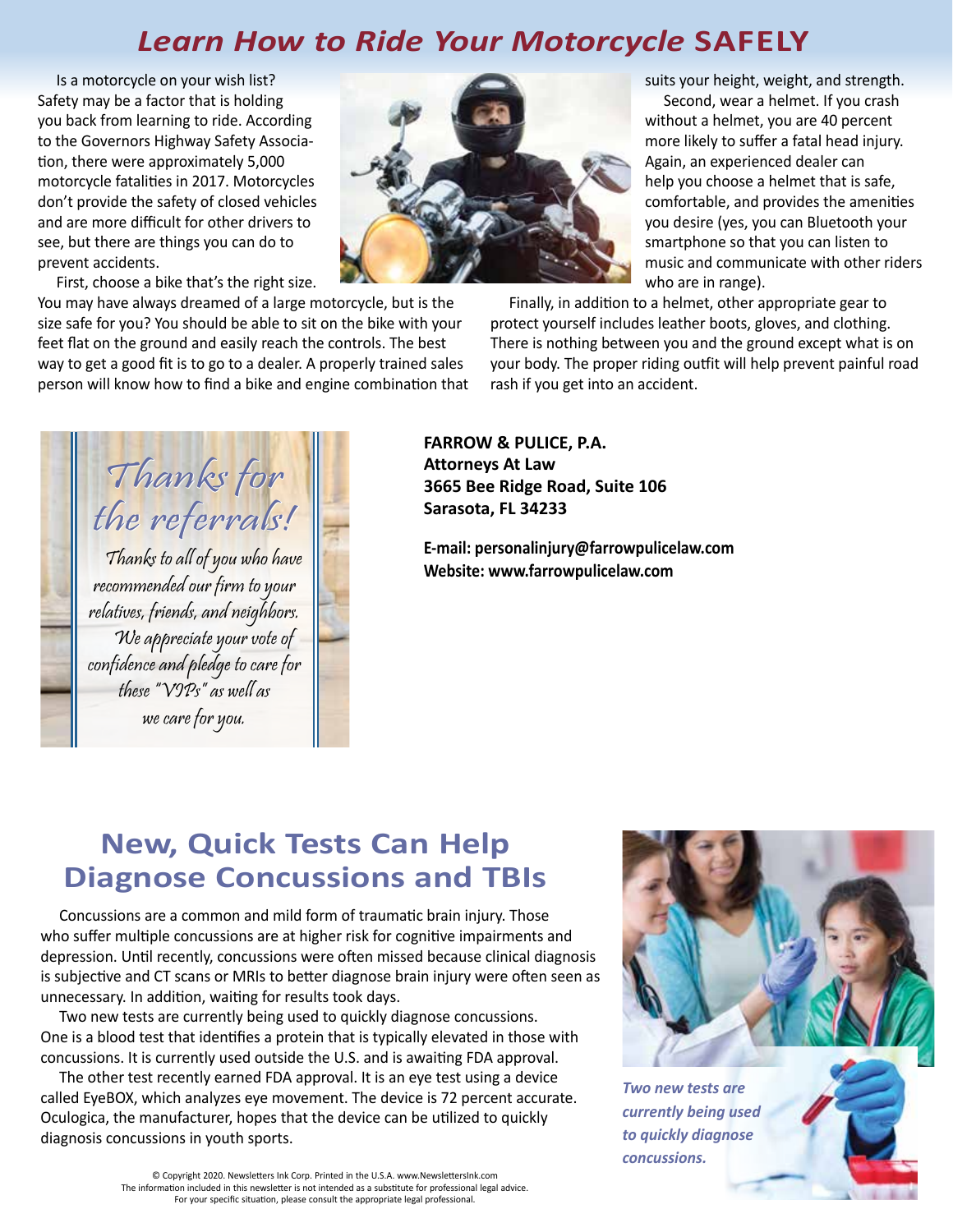# *Learn How to Ride Your Motorcycle* SAFELY

Is a motorcycle on your wish list? Safety may be a factor that is holding you back from learning to ride. According to the Governors Highway Safety Association, there were approximately 5,000 motorcycle fatalities in 2017. Motorcycles don't provide the safety of closed vehicles and are more difficult for other drivers to see, but there are things you can do to prevent accidents.

First, choose a bike that's the right size. You may have always dreamed of a large motorcycle, but is the size safe for you? You should be able to sit on the bike with your feet flat on the ground and easily reach the controls. The best way to get a good fit is to go to a dealer. A properly trained sales person will know how to find a bike and engine combination that suits your height, weight, and strength.

Second, wear a helmet. If you crash without a helmet, you are 40 percent more likely to suffer a fatal head injury. Again, an experienced dealer can help you choose a helmet that is safe, comfortable, and provides the amenities you desire (yes, you can Bluetooth your smartphone so that you can listen to music and communicate with other riders who are in range).

Finally, in addition to a helmet, other appropriate gear to protect yourself includes leather boots, gloves, and clothing. There is nothing between you and the ground except what is on your body. The proper riding outfit will help prevent painful road rash if you get into an accident.

## *Thanks for the referrals!*

*Thanks to all of you who have recommended our firm to your relatives, friends, and neighbors. We appreciate your vote of confidence and pledge to care for these "VIPs" as well as we care for you.*

**FARROW & PULICE, P.A.**
**Attorneys At Law**
**3665 Bee Ridge Road, Suite 106**
**Sarasota, FL 34233**

**E-mail: personalinjury@farrowpulicelaw.com**
**Website: www.farrowpulicelaw.com**

# New, Quick Tests Can Help Diagnose Concussions and TBIs

Concussions are a common and mild form of traumatic brain injury. Those who suffer multiple concussions are at higher risk for cognitive impairments and depression. Until recently, concussions were often missed because clinical diagnosis is subjective and CT scans or MRIs to better diagnose brain injury were often seen as unnecessary. In addition, waiting for results took days.

Two new tests are currently being used to quickly diagnose concussions. One is a blood test that identifies a protein that is typically elevated in those with concussions. It is currently used outside the U.S. and is awaiting FDA approval.

The other test recently earned FDA approval. It is an eye test using a device called EyeBOX, which analyzes eye movement. The device is 72 percent accurate. Oculogica, the manufacturer, hopes that the device can be utilized to quickly diagnosis concussions in youth sports.

***Two new tests are currently being used to quickly diagnose concussions.***

© Copyright 2020. Newsletters Ink Corp. Printed in the U.S.A. www.NewslettersInk.com
The information included in this newsletter is not intended as a substitute for professional legal advice.
For your specific situation, please consult the appropriate legal professional.